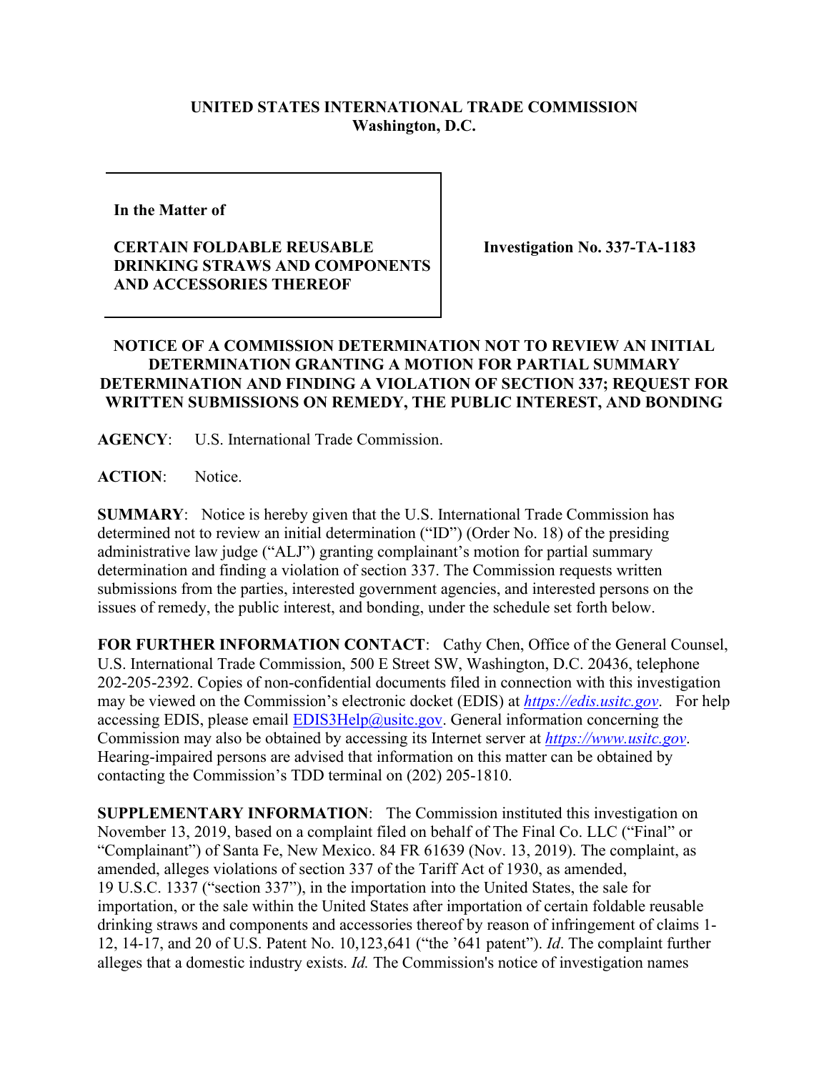**UNITED STATES INTERNATIONAL TRADE COMMISSION**
**Washington, D.C.**

**In the Matter of**

**CERTAIN FOLDABLE REUSABLE DRINKING STRAWS AND COMPONENTS AND ACCESSORIES THEREOF**

**Investigation No. 337-TA-1183**

**NOTICE OF A COMMISSION DETERMINATION NOT TO REVIEW AN INITIAL DETERMINATION GRANTING A MOTION FOR PARTIAL SUMMARY DETERMINATION AND FINDING A VIOLATION OF SECTION 337; REQUEST FOR WRITTEN SUBMISSIONS ON REMEDY, THE PUBLIC INTEREST, AND BONDING**

**AGENCY**: U.S. International Trade Commission.

**ACTION**: Notice.

**SUMMARY**: Notice is hereby given that the U.S. International Trade Commission has determined not to review an initial determination ("ID") (Order No. 18) of the presiding administrative law judge ("ALJ") granting complainant's motion for partial summary determination and finding a violation of section 337. The Commission requests written submissions from the parties, interested government agencies, and interested persons on the issues of remedy, the public interest, and bonding, under the schedule set forth below.

**FOR FURTHER INFORMATION CONTACT**: Cathy Chen, Office of the General Counsel, U.S. International Trade Commission, 500 E Street SW, Washington, D.C. 20436, telephone 202-205-2392. Copies of non-confidential documents filed in connection with this investigation may be viewed on the Commission's electronic docket (EDIS) at *https://edis.usitc.gov*. For help accessing EDIS, please email EDIS3Help@usitc.gov. General information concerning the Commission may also be obtained by accessing its Internet server at *https://www.usitc.gov*. Hearing-impaired persons are advised that information on this matter can be obtained by contacting the Commission's TDD terminal on (202) 205-1810.

**SUPPLEMENTARY INFORMATION**: The Commission instituted this investigation on November 13, 2019, based on a complaint filed on behalf of The Final Co. LLC ("Final" or "Complainant") of Santa Fe, New Mexico. 84 FR 61639 (Nov. 13, 2019). The complaint, as amended, alleges violations of section 337 of the Tariff Act of 1930, as amended, 19 U.S.C. 1337 ("section 337"), in the importation into the United States, the sale for importation, or the sale within the United States after importation of certain foldable reusable drinking straws and components and accessories thereof by reason of infringement of claims 1-12, 14-17, and 20 of U.S. Patent No. 10,123,641 ("the '641 patent"). *Id*. The complaint further alleges that a domestic industry exists. *Id.* The Commission's notice of investigation names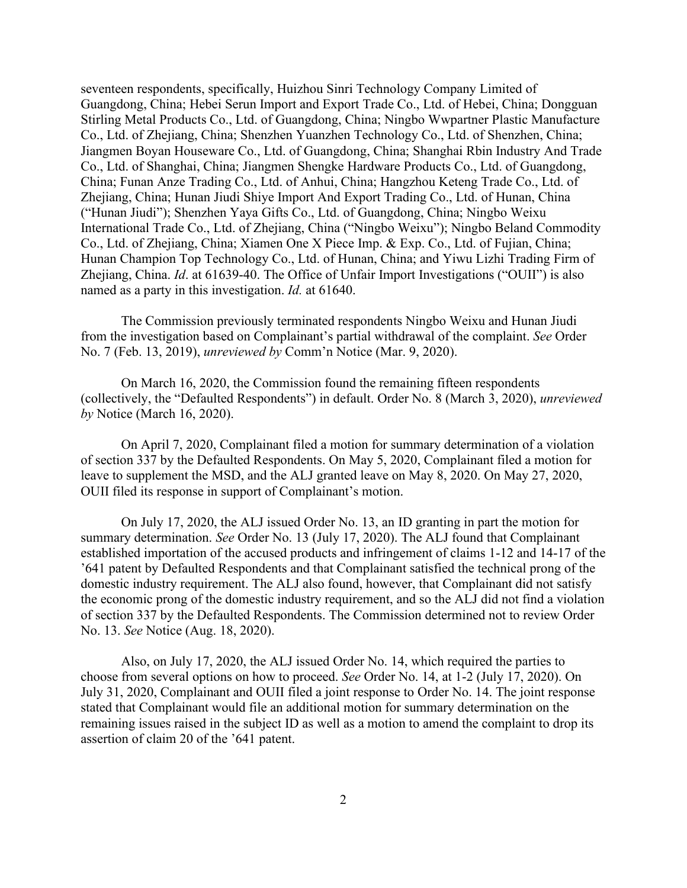seventeen respondents, specifically, Huizhou Sinri Technology Company Limited of Guangdong, China; Hebei Serun Import and Export Trade Co., Ltd. of Hebei, China; Dongguan Stirling Metal Products Co., Ltd. of Guangdong, China; Ningbo Wwpartner Plastic Manufacture Co., Ltd. of Zhejiang, China; Shenzhen Yuanzhen Technology Co., Ltd. of Shenzhen, China; Jiangmen Boyan Houseware Co., Ltd. of Guangdong, China; Shanghai Rbin Industry And Trade Co., Ltd. of Shanghai, China; Jiangmen Shengke Hardware Products Co., Ltd. of Guangdong, China; Funan Anze Trading Co., Ltd. of Anhui, China; Hangzhou Keteng Trade Co., Ltd. of Zhejiang, China; Hunan Jiudi Shiye Import And Export Trading Co., Ltd. of Hunan, China ("Hunan Jiudi"); Shenzhen Yaya Gifts Co., Ltd. of Guangdong, China; Ningbo Weixu International Trade Co., Ltd. of Zhejiang, China ("Ningbo Weixu"); Ningbo Beland Commodity Co., Ltd. of Zhejiang, China; Xiamen One X Piece Imp. & Exp. Co., Ltd. of Fujian, China; Hunan Champion Top Technology Co., Ltd. of Hunan, China; and Yiwu Lizhi Trading Firm of Zhejiang, China. *Id*. at 61639-40. The Office of Unfair Import Investigations ("OUII") is also named as a party in this investigation. *Id.* at 61640.

The Commission previously terminated respondents Ningbo Weixu and Hunan Jiudi from the investigation based on Complainant's partial withdrawal of the complaint. *See* Order No. 7 (Feb. 13, 2019), *unreviewed by* Comm'n Notice (Mar. 9, 2020).

On March 16, 2020, the Commission found the remaining fifteen respondents (collectively, the "Defaulted Respondents") in default. Order No. 8 (March 3, 2020), *unreviewed by* Notice (March 16, 2020).

On April 7, 2020, Complainant filed a motion for summary determination of a violation of section 337 by the Defaulted Respondents. On May 5, 2020, Complainant filed a motion for leave to supplement the MSD, and the ALJ granted leave on May 8, 2020. On May 27, 2020, OUII filed its response in support of Complainant's motion.

On July 17, 2020, the ALJ issued Order No. 13, an ID granting in part the motion for summary determination. *See* Order No. 13 (July 17, 2020). The ALJ found that Complainant established importation of the accused products and infringement of claims 1-12 and 14-17 of the '641 patent by Defaulted Respondents and that Complainant satisfied the technical prong of the domestic industry requirement. The ALJ also found, however, that Complainant did not satisfy the economic prong of the domestic industry requirement, and so the ALJ did not find a violation of section 337 by the Defaulted Respondents. The Commission determined not to review Order No. 13. *See* Notice (Aug. 18, 2020).

Also, on July 17, 2020, the ALJ issued Order No. 14, which required the parties to choose from several options on how to proceed. *See* Order No. 14, at 1-2 (July 17, 2020). On July 31, 2020, Complainant and OUII filed a joint response to Order No. 14. The joint response stated that Complainant would file an additional motion for summary determination on the remaining issues raised in the subject ID as well as a motion to amend the complaint to drop its assertion of claim 20 of the '641 patent.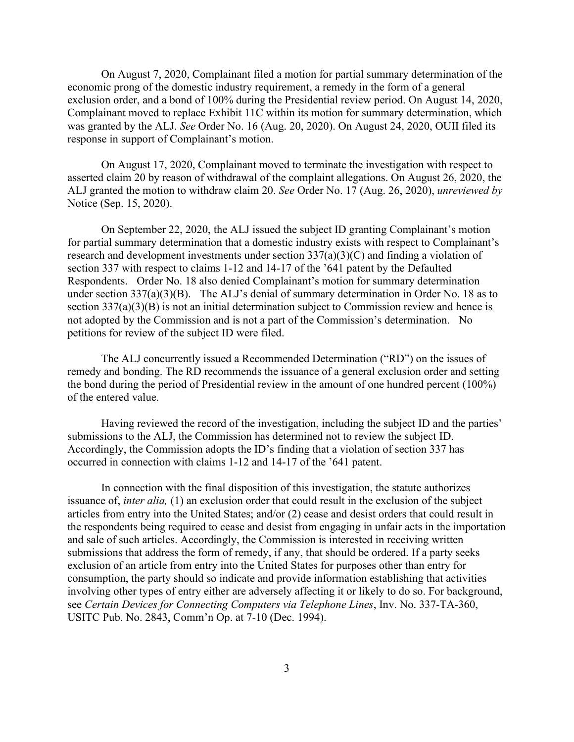On August 7, 2020, Complainant filed a motion for partial summary determination of the economic prong of the domestic industry requirement, a remedy in the form of a general exclusion order, and a bond of 100% during the Presidential review period. On August 14, 2020, Complainant moved to replace Exhibit 11C within its motion for summary determination, which was granted by the ALJ. *See* Order No. 16 (Aug. 20, 2020). On August 24, 2020, OUII filed its response in support of Complainant's motion.

On August 17, 2020, Complainant moved to terminate the investigation with respect to asserted claim 20 by reason of withdrawal of the complaint allegations. On August 26, 2020, the ALJ granted the motion to withdraw claim 20. *See* Order No. 17 (Aug. 26, 2020), *unreviewed by* Notice (Sep. 15, 2020).

On September 22, 2020, the ALJ issued the subject ID granting Complainant's motion for partial summary determination that a domestic industry exists with respect to Complainant's research and development investments under section 337(a)(3)(C) and finding a violation of section 337 with respect to claims 1-12 and 14-17 of the '641 patent by the Defaulted Respondents. Order No. 18 also denied Complainant's motion for summary determination under section 337(a)(3)(B). The ALJ's denial of summary determination in Order No. 18 as to section 337(a)(3)(B) is not an initial determination subject to Commission review and hence is not adopted by the Commission and is not a part of the Commission's determination. No petitions for review of the subject ID were filed.

The ALJ concurrently issued a Recommended Determination ("RD") on the issues of remedy and bonding. The RD recommends the issuance of a general exclusion order and setting the bond during the period of Presidential review in the amount of one hundred percent (100%) of the entered value.

Having reviewed the record of the investigation, including the subject ID and the parties' submissions to the ALJ, the Commission has determined not to review the subject ID. Accordingly, the Commission adopts the ID's finding that a violation of section 337 has occurred in connection with claims 1-12 and 14-17 of the '641 patent.

In connection with the final disposition of this investigation, the statute authorizes issuance of, *inter alia,* (1) an exclusion order that could result in the exclusion of the subject articles from entry into the United States; and/or (2) cease and desist orders that could result in the respondents being required to cease and desist from engaging in unfair acts in the importation and sale of such articles. Accordingly, the Commission is interested in receiving written submissions that address the form of remedy, if any, that should be ordered. If a party seeks exclusion of an article from entry into the United States for purposes other than entry for consumption, the party should so indicate and provide information establishing that activities involving other types of entry either are adversely affecting it or likely to do so. For background, see *Certain Devices for Connecting Computers via Telephone Lines*, Inv. No. 337-TA-360, USITC Pub. No. 2843, Comm'n Op. at 7-10 (Dec. 1994).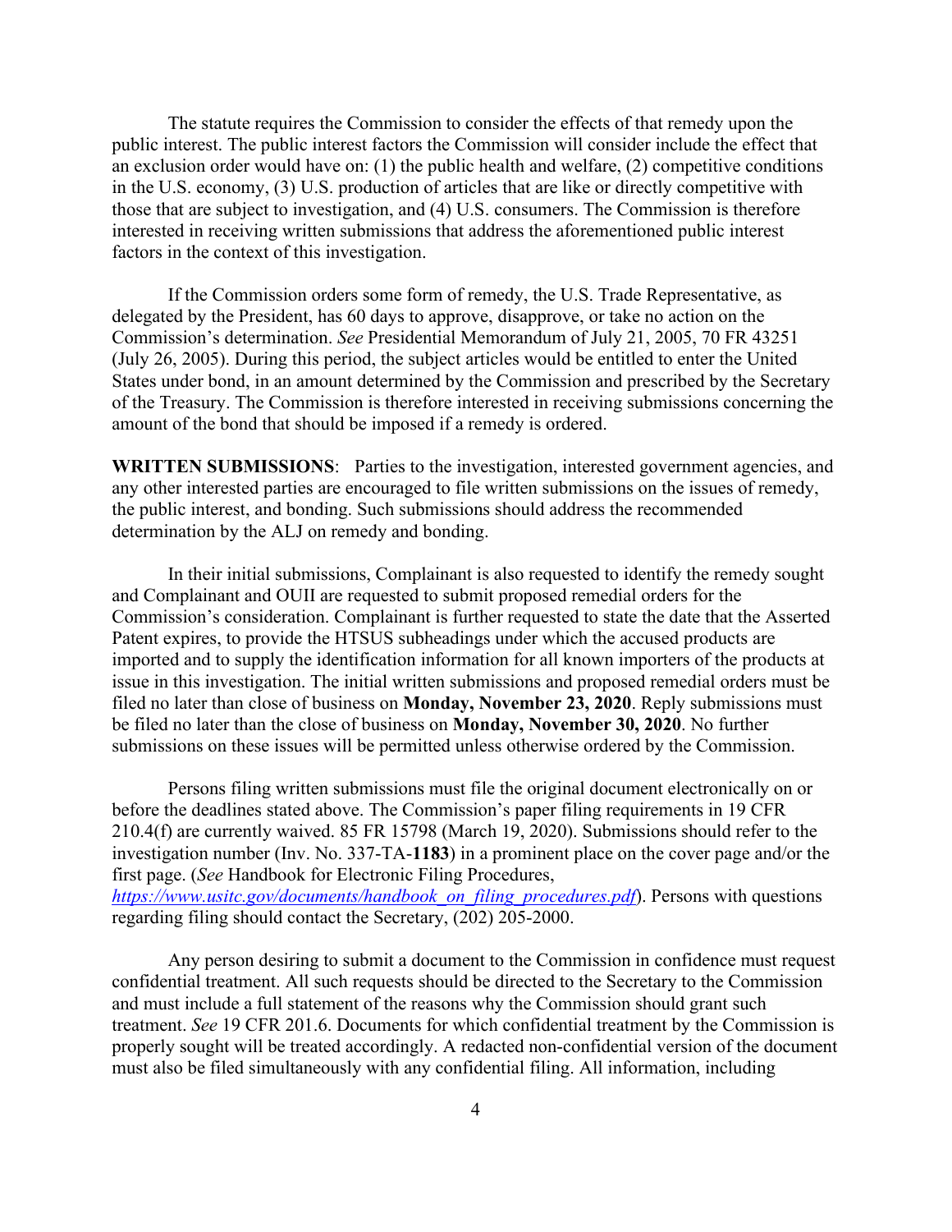The statute requires the Commission to consider the effects of that remedy upon the public interest. The public interest factors the Commission will consider include the effect that an exclusion order would have on: (1) the public health and welfare, (2) competitive conditions in the U.S. economy, (3) U.S. production of articles that are like or directly competitive with those that are subject to investigation, and (4) U.S. consumers. The Commission is therefore interested in receiving written submissions that address the aforementioned public interest factors in the context of this investigation.

If the Commission orders some form of remedy, the U.S. Trade Representative, as delegated by the President, has 60 days to approve, disapprove, or take no action on the Commission's determination. *See* Presidential Memorandum of July 21, 2005, 70 FR 43251 (July 26, 2005). During this period, the subject articles would be entitled to enter the United States under bond, in an amount determined by the Commission and prescribed by the Secretary of the Treasury. The Commission is therefore interested in receiving submissions concerning the amount of the bond that should be imposed if a remedy is ordered.

**WRITTEN SUBMISSIONS**: Parties to the investigation, interested government agencies, and any other interested parties are encouraged to file written submissions on the issues of remedy, the public interest, and bonding. Such submissions should address the recommended determination by the ALJ on remedy and bonding.

In their initial submissions, Complainant is also requested to identify the remedy sought and Complainant and OUII are requested to submit proposed remedial orders for the Commission's consideration. Complainant is further requested to state the date that the Asserted Patent expires, to provide the HTSUS subheadings under which the accused products are imported and to supply the identification information for all known importers of the products at issue in this investigation. The initial written submissions and proposed remedial orders must be filed no later than close of business on **Monday, November 23, 2020**. Reply submissions must be filed no later than the close of business on **Monday, November 30, 2020**. No further submissions on these issues will be permitted unless otherwise ordered by the Commission.

Persons filing written submissions must file the original document electronically on or before the deadlines stated above. The Commission's paper filing requirements in 19 CFR 210.4(f) are currently waived. 85 FR 15798 (March 19, 2020). Submissions should refer to the investigation number (Inv. No. 337-TA-**1183**) in a prominent place on the cover page and/or the first page. (*See* Handbook for Electronic Filing Procedures, *https://www.usitc.gov/documents/handbook_on_filing_procedures.pdf*). Persons with questions regarding filing should contact the Secretary, (202) 205-2000.

Any person desiring to submit a document to the Commission in confidence must request confidential treatment. All such requests should be directed to the Secretary to the Commission and must include a full statement of the reasons why the Commission should grant such treatment. *See* 19 CFR 201.6. Documents for which confidential treatment by the Commission is properly sought will be treated accordingly. A redacted non-confidential version of the document must also be filed simultaneously with any confidential filing. All information, including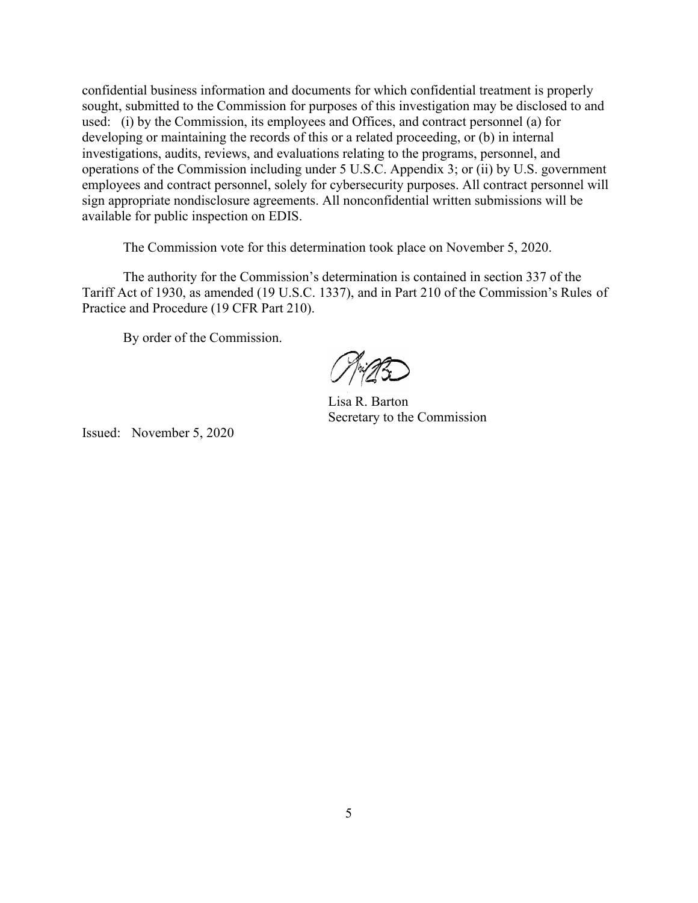confidential business information and documents for which confidential treatment is properly sought, submitted to the Commission for purposes of this investigation may be disclosed to and used: (i) by the Commission, its employees and Offices, and contract personnel (a) for developing or maintaining the records of this or a related proceeding, or (b) in internal investigations, audits, reviews, and evaluations relating to the programs, personnel, and operations of the Commission including under 5 U.S.C. Appendix 3; or (ii) by U.S. government employees and contract personnel, solely for cybersecurity purposes. All contract personnel will sign appropriate nondisclosure agreements. All nonconfidential written submissions will be available for public inspection on EDIS.

The Commission vote for this determination took place on November 5, 2020.

The authority for the Commission's determination is contained in section 337 of the Tariff Act of 1930, as amended (19 U.S.C. 1337), and in Part 210 of the Commission's Rules of Practice and Procedure (19 CFR Part 210).

By order of the Commission.

Lisa R. Barton
Secretary to the Commission

Issued: November 5, 2020